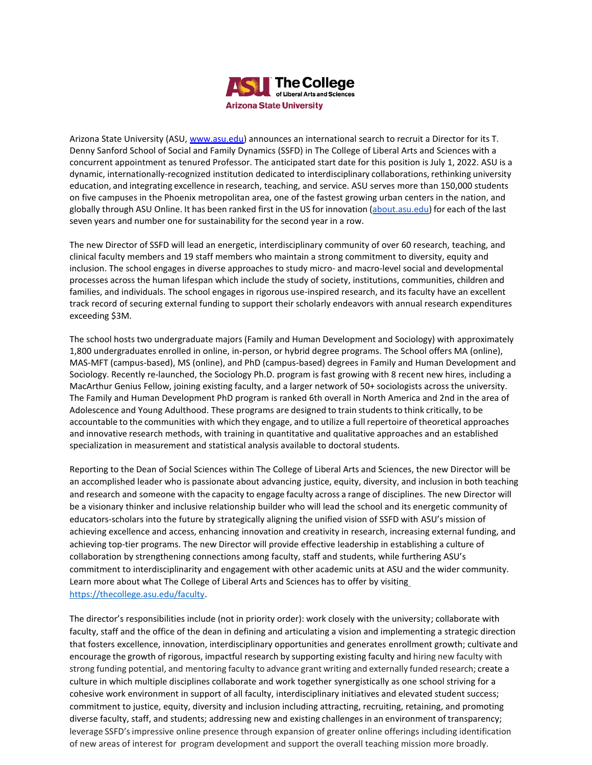Arizona State University (ASU, www.asu.edu) announces an international search to recruit a Director for its T. Denny Sanford School of Social and Family Dynamics (SSFD) in The College of Liberal Arts and Sciences with a concurrent appointment as tenured Professor. The anticipated start date for this position is July 1, 2022. ASU is a dynamic, internationally-recognized institution dedicated to interdisciplinary collaborations, rethinking university education, and integrating excellence in research, teaching, and service. ASU serves more than 150,000 students on five campuses in the Phoenix metropolitan area, one of the fastest growing urban centers in the nation, and globally through ASU Online. It has been ranked first in the US for innovation (about.asu.edu) for each of the last seven years and number one for sustainability for the second year in a row.

The new Director of SSFD will lead an energetic, interdisciplinary community of over 60 research, teaching, and clinical faculty members and 19 staff members who maintain a strong commitment to diversity, equity and inclusion. The school engages in diverse approaches to study micro- and macro-level social and developmental processes across the human lifespan which include the study of society, institutions, communities, children and families, and individuals. The school engages in rigorous use-inspired research, and its faculty have an excellent track record of securing external funding to support their scholarly endeavors with annual research expenditures exceeding $3M.

The school hosts two undergraduate majors (Family and Human Development and Sociology) with approximately 1,800 undergraduates enrolled in online, in-person, or hybrid degree programs. The School offers MA (online), MAS-MFT (campus-based), MS (online), and PhD (campus-based) degrees in Family and Human Development and Sociology. Recently re-launched, the Sociology Ph.D. program is fast growing with 8 recent new hires, including a MacArthur Genius Fellow, joining existing faculty, and a larger network of 50+ sociologists across the university. The Family and Human Development PhD program is ranked 6th overall in North America and 2nd in the area of Adolescence and Young Adulthood. These programs are designed to train students to think critically, to be accountable to the communities with which they engage, and to utilize a full repertoire of theoretical approaches and innovative research methods, with training in quantitative and qualitative approaches and an established specialization in measurement and statistical analysis available to doctoral students.

Reporting to the Dean of Social Sciences within The College of Liberal Arts and Sciences, the new Director will be an accomplished leader who is passionate about advancing justice, equity, diversity, and inclusion in both teaching and research and someone with the capacity to engage faculty across a range of disciplines. The new Director will be a visionary thinker and inclusive relationship builder who will lead the school and its energetic community of educators-scholars into the future by strategically aligning the unified vision of SSFD with ASU's mission of achieving excellence and access, enhancing innovation and creativity in research, increasing external funding, and achieving top-tier programs. The new Director will provide effective leadership in establishing a culture of collaboration by strengthening connections among faculty, staff and students, while furthering ASU's commitment to interdisciplinarity and engagement with other academic units at ASU and the wider community. Learn more about what The College of Liberal Arts and Sciences has to offer by visiting https://thecollege.asu.edu/faculty.

The director's responsibilities include (not in priority order): work closely with the university; collaborate with faculty, staff and the office of the dean in defining and articulating a vision and implementing a strategic direction that fosters excellence, innovation, interdisciplinary opportunities and generates enrollment growth; cultivate and encourage the growth of rigorous, impactful research by supporting existing faculty and hiring new faculty with strong funding potential, and mentoring faculty to advance grant writing and externally funded research; create a culture in which multiple disciplines collaborate and work together synergistically as one school striving for a cohesive work environment in support of all faculty, interdisciplinary initiatives and elevated student success; commitment to justice, equity, diversity and inclusion including attracting, recruiting, retaining, and promoting diverse faculty, staff, and students; addressing new and existing challenges in an environment of transparency; leverage SSFD's impressive online presence through expansion of greater online offerings including identification of new areas of interest for program development and support the overall teaching mission more broadly.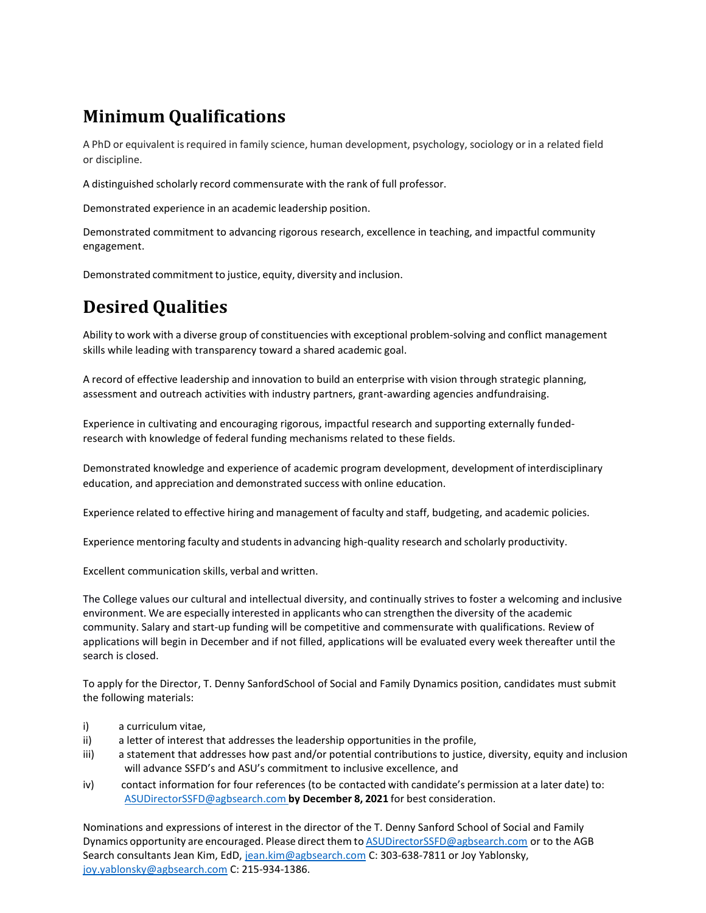## Minimum Qualifications

A PhD or equivalent is required in family science, human development, psychology, sociology or in a related field or discipline.

A distinguished scholarly record commensurate with the rank of full professor.

Demonstrated experience in an academic leadership position.

Demonstrated commitment to advancing rigorous research, excellence in teaching, and impactful community engagement.

Demonstrated commitment to justice, equity, diversity and inclusion.

## Desired Qualities

Ability to work with a diverse group of constituencies with exceptional problem-solving and conflict management skills while leading with transparency toward a shared academic goal.

A record of effective leadership and innovation to build an enterprise with vision through strategic planning, assessment and outreach activities with industry partners, grant-awarding agencies andfundraising.

Experience in cultivating and encouraging rigorous, impactful research and supporting externally funded-research with knowledge of federal funding mechanisms related to these fields.

Demonstrated knowledge and experience of academic program development, development of interdisciplinary education, and appreciation and demonstrated success with online education.

Experience related to effective hiring and management of faculty and staff, budgeting, and academic policies.

Experience mentoring faculty and students in advancing high-quality research and scholarly productivity.

Excellent communication skills, verbal and written.

The College values our cultural and intellectual diversity, and continually strives to foster a welcoming and inclusive environment. We are especially interested in applicants who can strengthen the diversity of the academic community. Salary and start-up funding will be competitive and commensurate with qualifications. Review of applications will begin in December and if not filled, applications will be evaluated every week thereafter until the search is closed.

To apply for the Director, T. Denny SanfordSchool of Social and Family Dynamics position, candidates must submit the following materials:

i) a curriculum vitae,
ii) a letter of interest that addresses the leadership opportunities in the profile,
iii) a statement that addresses how past and/or potential contributions to justice, diversity, equity and inclusion will advance SSFD's and ASU's commitment to inclusive excellence, and
iv) contact information for four references (to be contacted with candidate's permission at a later date) to: ASUDirectorSSFD@agbsearch.com **by December 8, 2021** for best consideration.

Nominations and expressions of interest in the director of the T. Denny Sanford School of Social and Family Dynamics opportunity are encouraged. Please direct them to ASUDirectorSSFD@agbsearch.com or to the AGB Search consultants Jean Kim, EdD, jean.kim@agbsearch.com C: 303-638-7811 or Joy Yablonsky, joy.yablonsky@agbsearch.com C: 215-934-1386.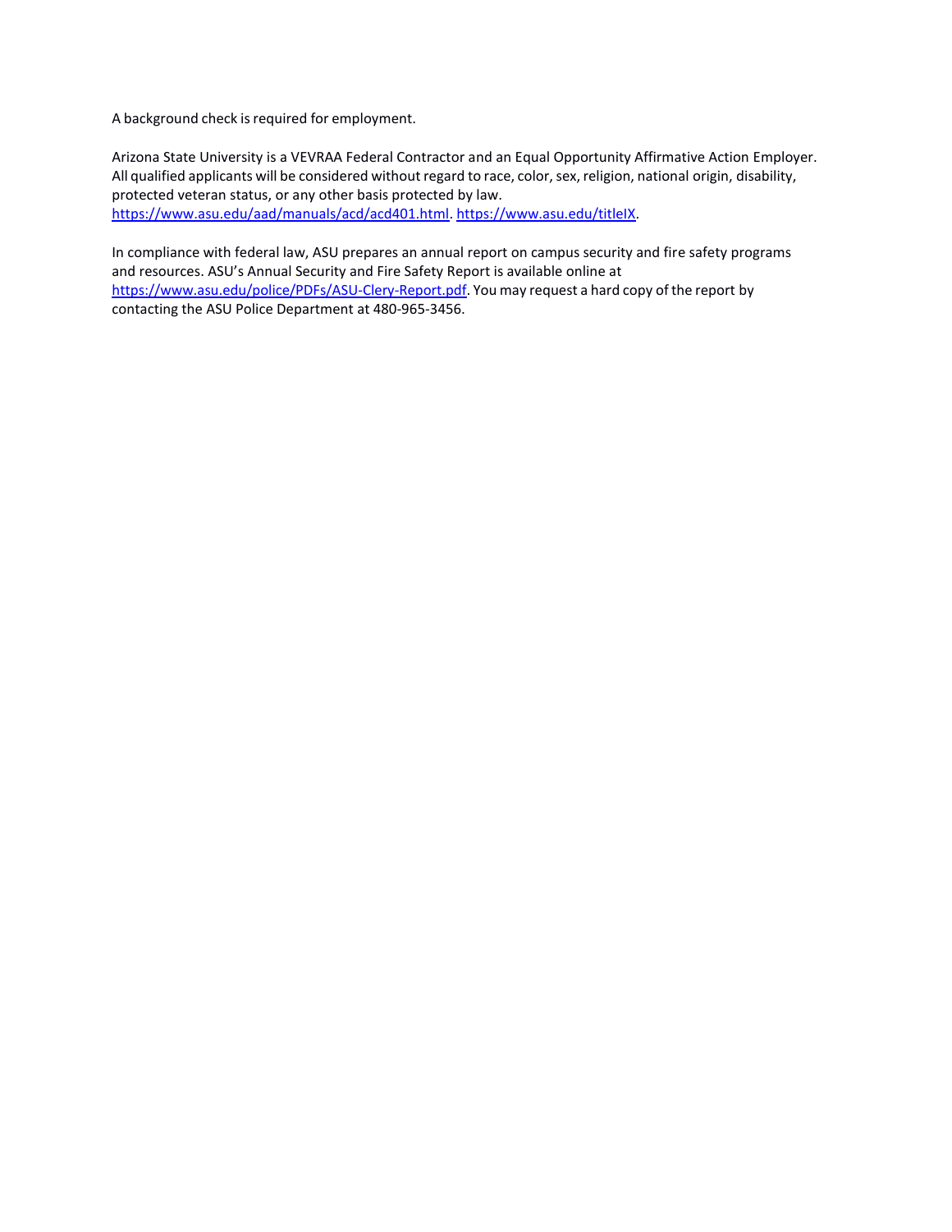A background check is required for employment.

Arizona State University is a VEVRAA Federal Contractor and an Equal Opportunity Affirmative Action Employer. All qualified applicants will be considered without regard to race, color, sex, religion, national origin, disability, protected veteran status, or any other basis protected by law. https://www.asu.edu/aad/manuals/acd/acd401.html. https://www.asu.edu/titleIX.

In compliance with federal law, ASU prepares an annual report on campus security and fire safety programs and resources. ASU's Annual Security and Fire Safety Report is available online at https://www.asu.edu/police/PDFs/ASU-Clery-Report.pdf. You may request a hard copy of the report by contacting the ASU Police Department at 480-965-3456.